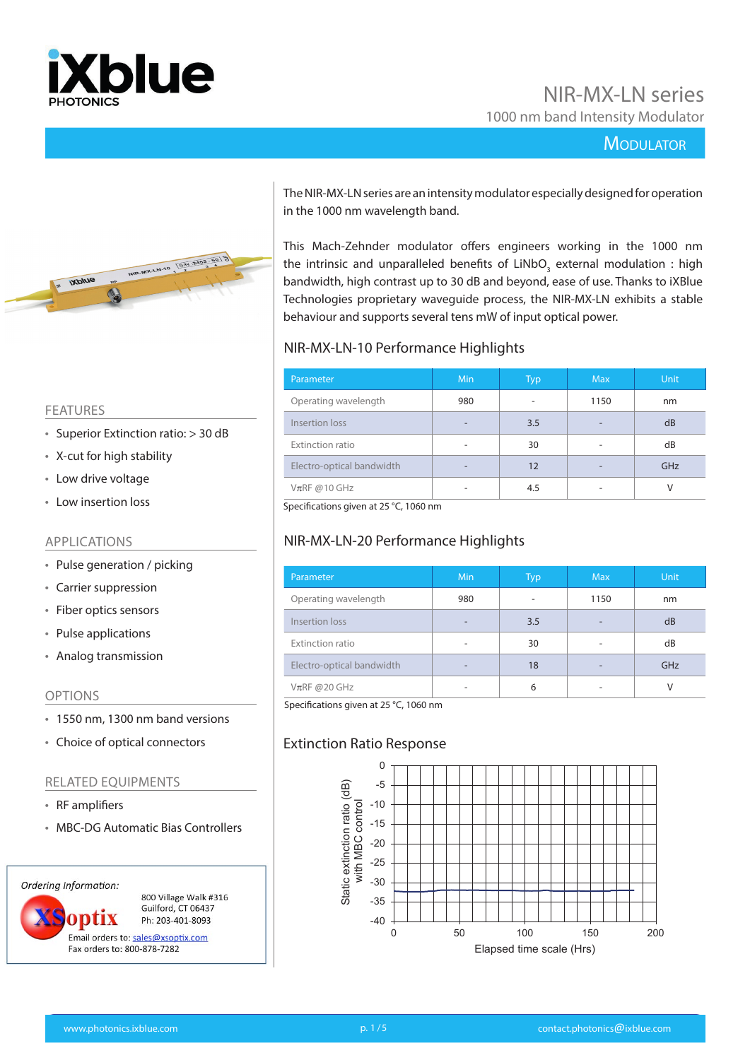# NIR-MX-LN series

1000 nm band Intensity Modulator

MODULATOR

The NIR-MX-LN series are an intensity modulator especially designed for operation in the 1000 nm wavelength band.

This Mach-Zehnder modulator offers engineers working in the 1000 nm the intrinsic and unparalleled benefits of $LiNbO_3$ external modulation : high bandwidth, high contrast up to 30 dB and beyond, ease of use. Thanks to iXBlue Technologies proprietary waveguide process, the NIR-MX-LN exhibits a stable behaviour and supports several tens mW of input optical power.

## FEATURES

- Superior Extinction ratio: > 30 dB
- X-cut for high stability
- Low drive voltage
- Low insertion loss

## APPLICATIONS

- Pulse generation / picking
- Carrier suppression
- Fiber optics sensors
- Pulse applications
- Analog transmission

## OPTIONS

- 1550 nm, 1300 nm band versions
- Choice of optical connectors

## RELATED EQUIPMENTS

- RF amplifiers
- MBC-DG Automatic Bias Controllers

## NIR-MX-LN-10 Performance Highlights

| Parameter | Min | Typ | Max | Unit |
|---|---|---|---|---|
| Operating wavelength | 980 | - | 1150 | nm |
| Insertion loss | - | 3.5 | - | dB |
| Extinction ratio | - | 30 | - | dB |
| Electro-optical bandwidth | - | 12 | - | GHz |
| $V\pi$RF @10 GHz | - | 4.5 | - | V |

Specifications given at 25 °C, 1060 nm

## NIR-MX-LN-20 Performance Highlights

| Parameter | Min | Typ | Max | Unit |
|---|---|---|---|---|
| Operating wavelength | 980 | - | 1150 | nm |
| Insertion loss | - | 3.5 | - | dB |
| Extinction ratio | - | 30 | - | dB |
| Electro-optical bandwidth | - | 18 | - | GHz |
| $V\pi$RF @20 GHz | - | 6 | - | V |

Specifications given at 25 °C, 1060 nm

## Extinction Ratio Response

*Ordering Information:*

XSoptix
800 Village Walk #316
Guilford, CT 06437
Ph: 203-401-8093
Email orders to: sales@xsoptix.com
Fax orders to: 800-878-7282

www.photonics.ixblue.com — contact.photonics@ixblue.com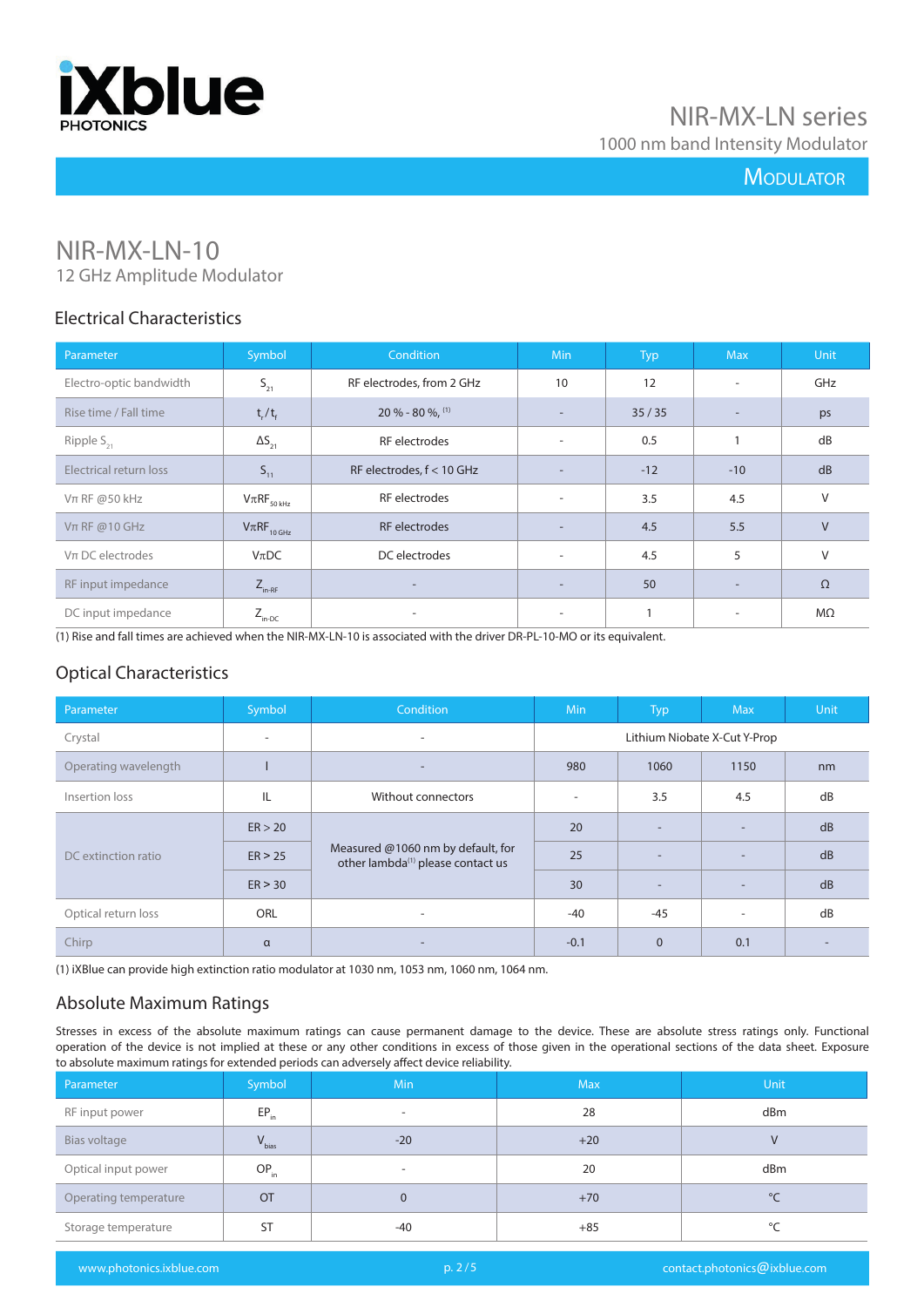# NIR-MX-LN-10

12 GHz Amplitude Modulator

## Electrical Characteristics

| Parameter | Symbol | Condition | Min | Typ | Max | Unit |
|---|---|---|---|---|---|---|
| Electro-optic bandwidth | $S_{21}$ | RF electrodes, from 2 GHz | 10 | 12 | - | GHz |
| Rise time / Fall time | $t_r / t_f$ | 20 % - 80 %, (1) | - | 35 / 35 | - | ps |
| Ripple $S_{21}$ | $\Delta S_{21}$ | RF electrodes | - | 0.5 | 1 | dB |
| Electrical return loss | $S_{11}$ | RF electrodes, f < 10 GHz | - | -12 | -10 | dB |
| Vπ RF @50 kHz | $V\pi RF_{50\,kHz}$ | RF electrodes | - | 3.5 | 4.5 | V |
| Vπ RF @10 GHz | $V\pi RF_{10\,GHz}$ | RF electrodes | - | 4.5 | 5.5 | V |
| Vπ DC electrodes | VπDC | DC electrodes | - | 4.5 | 5 | V |
| RF input impedance | $Z_{in\text{-}RF}$ | - | - | 50 | - | Ω |
| DC input impedance | $Z_{in\text{-}DC}$ | - | - | 1 | - | MΩ |

(1) Rise and fall times are achieved when the NIR-MX-LN-10 is associated with the driver DR-PL-10-MO or its equivalent.

## Optical Characteristics

| Parameter | Symbol | Condition | Min | Typ | Max | Unit |
|---|---|---|---|---|---|---|
| Crystal | - | - | Lithium Niobate X-Cut Y-Prop | | | |
| Operating wavelength | l | - | 980 | 1060 | 1150 | nm |
| Insertion loss | IL | Without connectors | - | 3.5 | 4.5 | dB |
| DC extinction ratio | ER > 20 | Measured @1060 nm by default, for other lambda[1] please contact us | 20 | - | - | dB |
| | ER > 25 | | 25 | - | - | dB |
| | ER > 30 | | 30 | - | - | dB |
| Optical return loss | ORL | - | -40 | -45 | - | dB |
| Chirp | α | - | -0.1 | 0 | 0.1 | - |

(1) iXBlue can provide high extinction ratio modulator at 1030 nm, 1053 nm, 1060 nm, 1064 nm.

## Absolute Maximum Ratings

Stresses in excess of the absolute maximum ratings can cause permanent damage to the device. These are absolute stress ratings only. Functional operation of the device is not implied at these or any other conditions in excess of those given in the operational sections of the data sheet. Exposure to absolute maximum ratings for extended periods can adversely affect device reliability.

| Parameter | Symbol | Min | Max | Unit |
|---|---|---|---|---|
| RF input power | $EP_{in}$ | - | 28 | dBm |
| Bias voltage | $V_{bias}$ | -20 | +20 | V |
| Optical input power | $OP_{in}$ | - | 20 | dBm |
| Operating temperature | OT | 0 | +70 | °C |
| Storage temperature | ST | -40 | +85 | °C |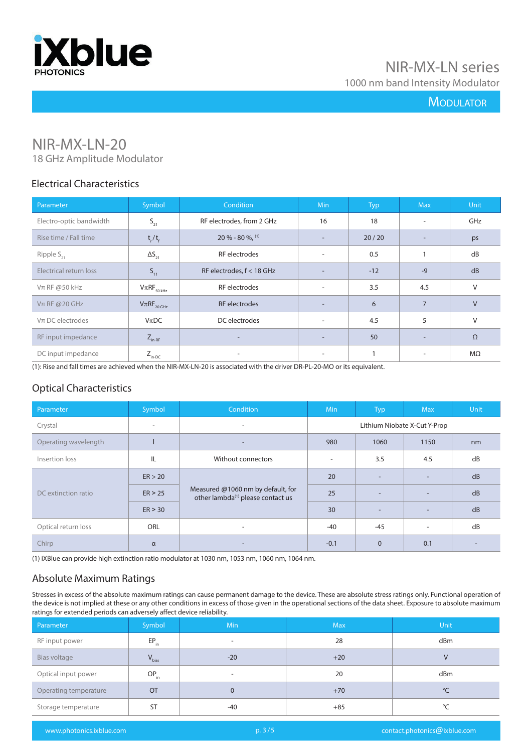# NIR-MX-LN-20

18 GHz Amplitude Modulator

## Electrical Characteristics

| Parameter | Symbol | Condition | Min | Typ | Max | Unit |
|---|---|---|---|---|---|---|
| Electro-optic bandwidth | $S_{21}$ | RF electrodes, from 2 GHz | 16 | 18 | - | GHz |
| Rise time / Fall time | $t_r / t_f$ | 20 % - 80 %, (1) | - | 20 / 20 | - | ps |
| Ripple $S_{21}$ | $\Delta S_{21}$ | RF electrodes | - | 0.5 | 1 | dB |
| Electrical return loss | $S_{11}$ | RF electrodes, f < 18 GHz | - | -12 | -9 | dB |
| Vπ RF @50 kHz | $V\pi RF_{50\ kHz}$ | RF electrodes | - | 3.5 | 4.5 | V |
| Vπ RF @20 GHz | $V\pi RF_{20\ GHz}$ | RF electrodes | - | 6 | 7 | V |
| Vπ DC electrodes | VπDC | DC electrodes | - | 4.5 | 5 | V |
| RF input impedance | $Z_{in-RF}$ | - | - | 50 | - | Ω |
| DC input impedance | $Z_{in-DC}$ | - | - | 1 | - | MΩ |

(1): Rise and fall times are achieved when the NIR-MX-LN-20 is associated with the driver DR-PL-20-MO or its equivalent.

## Optical Characteristics

| Parameter | Symbol | Condition | Min | Typ | Max | Unit |
|---|---|---|---|---|---|---|
| Crystal | - | - | Lithium Niobate X-Cut Y-Prop | | | |
| Operating wavelength | l | - | 980 | 1060 | 1150 | nm |
| Insertion loss | IL | Without connectors | - | 3.5 | 4.5 | dB |
| DC extinction ratio | ER > 20 | Measured @1060 nm by default, for other lambda[1] please contact us | 20 | - | - | dB |
| | ER > 25 | | 25 | - | - | dB |
| | ER > 30 | | 30 | - | - | dB |
| Optical return loss | ORL | - | -40 | -45 | - | dB |
| Chirp | α | - | -0.1 | 0 | 0.1 | - |

(1) iXBlue can provide high extinction ratio modulator at 1030 nm, 1053 nm, 1060 nm, 1064 nm.

## Absolute Maximum Ratings

Stresses in excess of the absolute maximum ratings can cause permanent damage to the device. These are absolute stress ratings only. Functional operation of the device is not implied at these or any other conditions in excess of those given in the operational sections of the data sheet. Exposure to absolute maximum ratings for extended periods can adversely affect device reliability.

| Parameter | Symbol | Min | Max | Unit |
|---|---|---|---|---|
| RF input power | $EP_{in}$ | - | 28 | dBm |
| Bias voltage | $V_{bias}$ | -20 | +20 | V |
| Optical input power | $OP_{in}$ | - | 20 | dBm |
| Operating temperature | OT | 0 | +70 | °C |
| Storage temperature | ST | -40 | +85 | °C |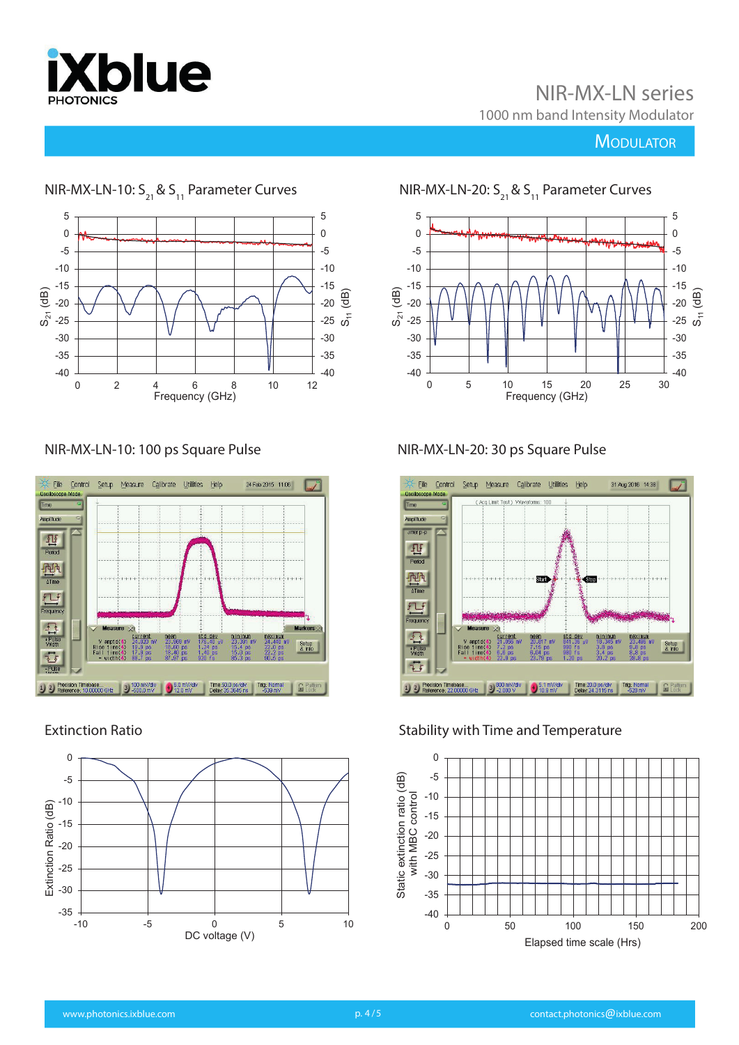## NIR-MX-LN-10: $S_{21}$ & $S_{11}$ Parameter Curves

## NIR-MX-LN-20: $S_{21}$ & $S_{11}$ Parameter Curves

## NIR-MX-LN-10: 100 ps Square Pulse

## NIR-MX-LN-20: 30 ps Square Pulse

## Extinction Ratio

## Stability with Time and Temperature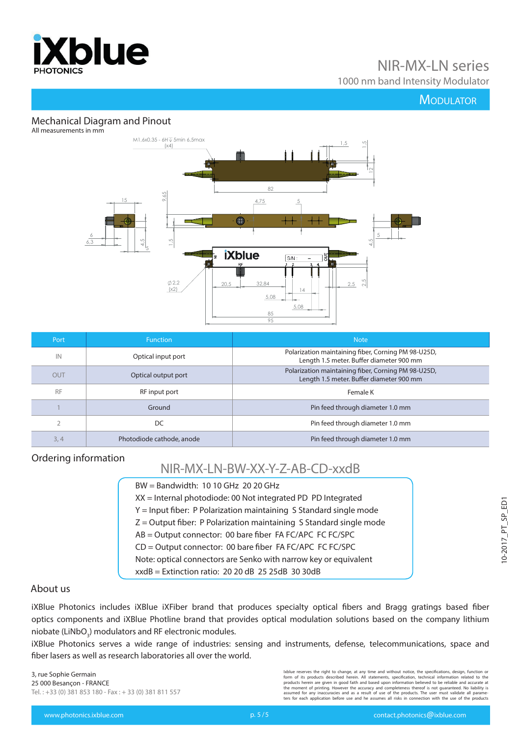# NIR-MX-LN series

1000 nm band Intensity Modulator

MODULATOR

## Mechanical Diagram and Pinout

All measurements in mm

M1,6x0.35 - 6H ⊽ 5min 6,5max (x4)

1,5
1,5
12
82
9,65
4,75
5
15
6
6,3
4,5
5
1,5
5
4,5
IN
iXblue
S/N :
OUT
RF
1 2 3 4
Ø 2,2 (x2)
20,5
32,84
14
2,5
2,5
5,08
5,08
85
95

| Port | Function | Note |
|---|---|---|
| IN | Optical input port | Polarization maintaining fiber, Corning PM 98-U25D, Length 1.5 meter. Buffer diameter 900 mm |
| OUT | Optical output port | Polarization maintaining fiber, Corning PM 98-U25D, Length 1.5 meter. Buffer diameter 900 mm |
| RF | RF input port | Female K |
| 1 | Ground | Pin feed through diameter 1.0 mm |
| 2 | DC | Pin feed through diameter 1.0 mm |
| 3, 4 | Photodiode cathode, anode | Pin feed through diameter 1.0 mm |

## Ordering information

NIR-MX-LN-BW-XX-Y-Z-AB-CD-xxdB

BW = Bandwidth: 10 10 GHz 20 20 GHz
XX = Internal photodiode: 00 Not integrated PD PD Integrated
Y = Input fiber: P Polarization maintaining S Standard single mode
Z = Output fiber: P Polarization maintaining S Standard single mode
AB = Output connector: 00 bare fiber FA FC/APC FC FC/SPC
CD = Output connector: 00 bare fiber FA FC/APC FC FC/SPC
Note: optical connectors are Senko with narrow key or equivalent
xxdB = Extinction ratio: 20 20 dB 25 25dB 30 30dB

## About us

iXBlue Photonics includes iXBlue iXFiber brand that produces specialty optical fibers and Bragg gratings based fiber optics components and iXBlue Photline brand that provides optical modulation solutions based on the company lithium niobate ($LiNbO_3$) modulators and RF electronic modules.

iXBlue Photonics serves a wide range of industries: sensing and instruments, defense, telecommunications, space and fiber lasers as well as research laboratories all over the world.

3, rue Sophie Germain
25 000 Besançon - FRANCE
Tel. : +33 (0) 381 853 180 - Fax : + 33 (0) 381 811 557

Ixblue reserves the right to change, at any time and without notice, the specifications, design, function or form of its products described herein. All statements, specification, technical information related to the products herein are given in good faith and based upon information believed to be reliable and accurate at the moment of printing. However the accuracy and completeness thereof is not guaranteed. No liability is assumed for any inaccuracies and as a result of use of the products. The user must validate all parameters for each application before use and he assumes all risks in connection with the use of the products

10-2017_PT_SP_ED1

www.photonics.ixblue.com contact.photonics@ixblue.com